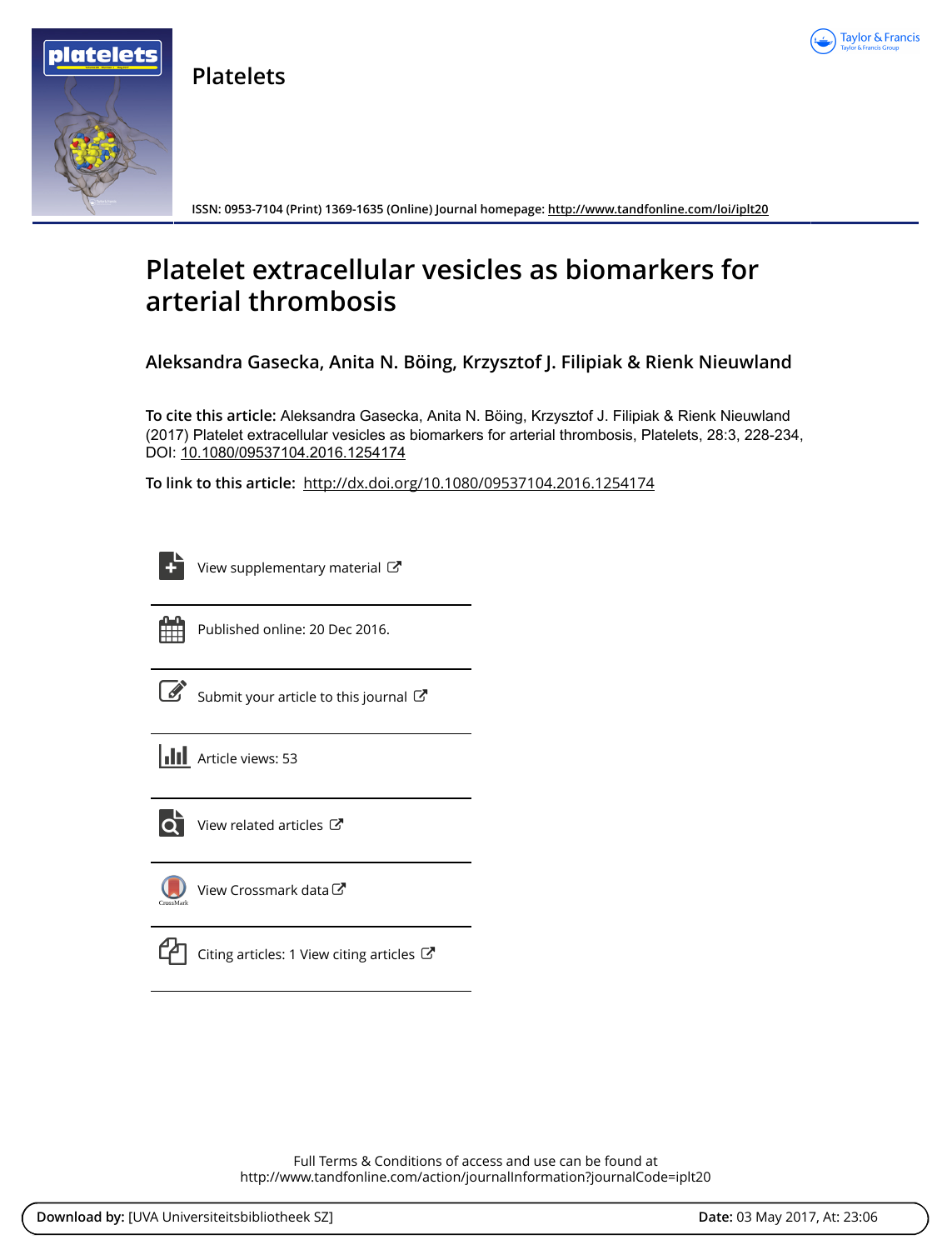# Platelets

ISSN: 0953-7104 (Print) 1369-1635 (Online) Journal homepage: http://www.tandfonline.com/loi/iplt20

## Platelet extracellular vesicles as biomarkers for arterial thrombosis

**Aleksandra Gasecka, Anita N. Böing, Krzysztof J. Filipiak & Rienk Nieuwland**

**To cite this article:** Aleksandra Gasecka, Anita N. Böing, Krzysztof J. Filipiak & Rienk Nieuwland (2017) Platelet extracellular vesicles as biomarkers for arterial thrombosis, Platelets, 28:3, 228-234, DOI: 10.1080/09537104.2016.1254174

**To link to this article:** http://dx.doi.org/10.1080/09537104.2016.1254174

View supplementary material

Published online: 20 Dec 2016.

Submit your article to this journal

Article views: 53

View related articles

View Crossmark data

Citing articles: 1 View citing articles

Full Terms & Conditions of access and use can be found at
http://www.tandfonline.com/action/journalInformation?journalCode=iplt20

**Download by:** [UVA Universiteitsbibliotheek SZ] **Date:** 03 May 2017, At: 23:06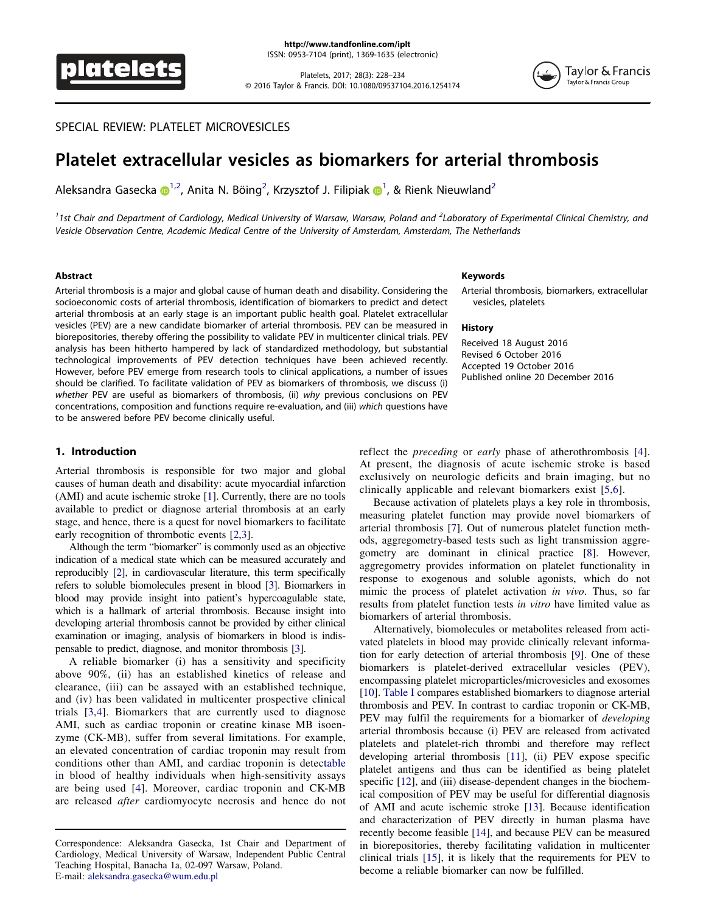# Platelet extracellular vesicles as biomarkers for arterial thrombosis

Aleksandra Gasecka[1,2], Anita N. Böing[2], Krzysztof J. Filipiak[1], & Rienk Nieuwland[2]

[1]1st Chair and Department of Cardiology, Medical University of Warsaw, Warsaw, Poland and [2]Laboratory of Experimental Clinical Chemistry, and Vesicle Observation Centre, Academic Medical Centre of the University of Amsterdam, Amsterdam, The Netherlands

SPECIAL REVIEW: PLATELET MICROVESICLES

## Abstract

Arterial thrombosis is a major and global cause of human death and disability. Considering the socioeconomic costs of arterial thrombosis, identification of biomarkers to predict and detect arterial thrombosis at an early stage is an important public health goal. Platelet extracellular vesicles (PEV) are a new candidate biomarker of arterial thrombosis. PEV can be measured in biorepositories, thereby offering the possibility to validate PEV in multicenter clinical trials. PEV analysis has been hitherto hampered by lack of standardized methodology, but substantial technological improvements of PEV detection techniques have been achieved recently. However, before PEV emerge from research tools to clinical applications, a number of issues should be clarified. To facilitate validation of PEV as biomarkers of thrombosis, we discuss (i) *whether* PEV are useful as biomarkers of thrombosis, (ii) *why* previous conclusions on PEV concentrations, composition and functions require re-evaluation, and (iii) *which* questions have to be answered before PEV become clinically useful.

## Keywords

Arterial thrombosis, biomarkers, extracellular vesicles, platelets

## History

Received 18 August 2016
Revised 6 October 2016
Accepted 19 October 2016
Published online 20 December 2016

## 1. Introduction

Arterial thrombosis is responsible for two major and global causes of human death and disability: acute myocardial infarction (AMI) and acute ischemic stroke [1]. Currently, there are no tools available to predict or diagnose arterial thrombosis at an early stage, and hence, there is a quest for novel biomarkers to facilitate early recognition of thrombotic events [2,3].

Although the term "biomarker" is commonly used as an objective indication of a medical state which can be measured accurately and reproducibly [2], in cardiovascular literature, this term specifically refers to soluble biomolecules present in blood [3]. Biomarkers in blood may provide insight into patient's hypercoagulable state, which is a hallmark of arterial thrombosis. Because insight into developing arterial thrombosis cannot be provided by either clinical examination or imaging, analysis of biomarkers in blood is indispensable to predict, diagnose, and monitor thrombosis [3].

A reliable biomarker (i) has a sensitivity and specificity above 90%, (ii) has an established kinetics of release and clearance, (iii) can be assayed with an established technique, and (iv) has been validated in multicenter prospective clinical trials [3,4]. Biomarkers that are currently used to diagnose AMI, such as cardiac troponin or creatine kinase MB isoenzyme (CK-MB), suffer from several limitations. For example, an elevated concentration of cardiac troponin may result from conditions other than AMI, and cardiac troponin is detectable in blood of healthy individuals when high-sensitivity assays are being used [4]. Moreover, cardiac troponin and CK-MB are released *after* cardiomyocyte necrosis and hence do not reflect the *preceding* or *early* phase of atherothrombosis [4]. At present, the diagnosis of acute ischemic stroke is based exclusively on neurologic deficits and brain imaging, but no clinically applicable and relevant biomarkers exist [5,6].

Because activation of platelets plays a key role in thrombosis, measuring platelet function may provide novel biomarkers of arterial thrombosis [7]. Out of numerous platelet function methods, aggregometry-based tests such as light transmission aggregometry are dominant in clinical practice [8]. However, aggregometry provides information on platelet functionality in response to exogenous and soluble agonists, which do not mimic the process of platelet activation *in vivo*. Thus, so far results from platelet function tests *in vitro* have limited value as biomarkers of arterial thrombosis.

Alternatively, biomolecules or metabolites released from activated platelets in blood may provide clinically relevant information for early detection of arterial thrombosis [9]. One of these biomarkers is platelet-derived extracellular vesicles (PEV), encompassing platelet microparticles/microvesicles and exosomes [10]. Table I compares established biomarkers to diagnose arterial thrombosis and PEV. In contrast to cardiac troponin or CK-MB, PEV may fulfil the requirements for a biomarker of *developing* arterial thrombosis because (i) PEV are released from activated platelets and platelet-rich thrombi and therefore may reflect developing arterial thrombosis [11], (ii) PEV expose specific platelet antigens and thus can be identified as being platelet specific [12], and (iii) disease-dependent changes in the biochemical composition of PEV may be useful for differential diagnosis of AMI and acute ischemic stroke [13]. Because identification and characterization of PEV directly in human plasma have recently become feasible [14], and because PEV can be measured in biorepositories, thereby facilitating validation in multicenter clinical trials [15], it is likely that the requirements for PEV to become a reliable biomarker can now be fulfilled.

Correspondence: Aleksandra Gasecka, 1st Chair and Department of Cardiology, Medical University of Warsaw, Independent Public Central Teaching Hospital, Banacha 1a, 02-097 Warsaw, Poland.
E-mail: aleksandra.gasecka@wum.edu.pl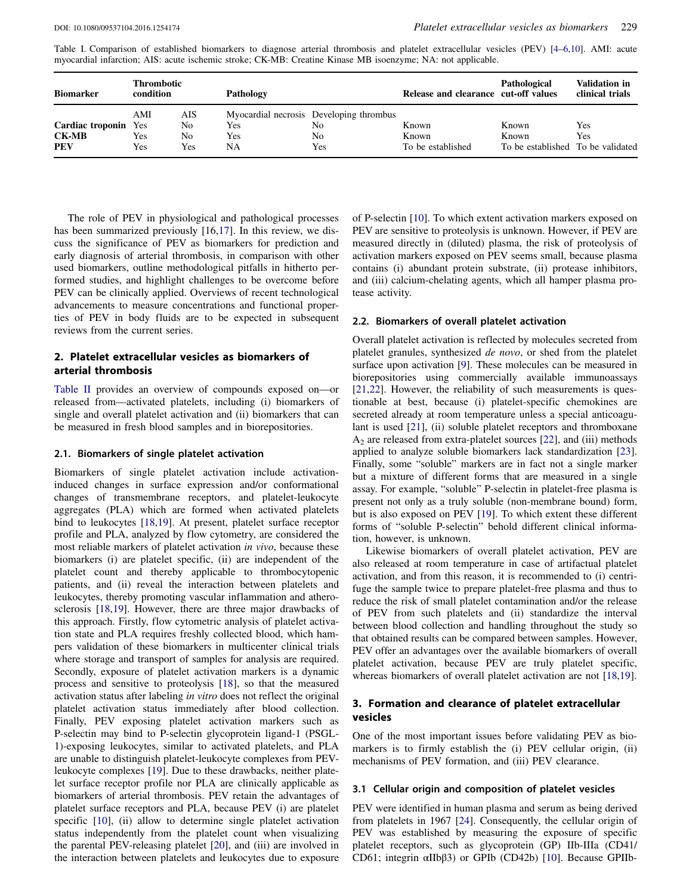Table I. Comparison of established biomarkers to diagnose arterial thrombosis and platelet extracellular vesicles (PEV) [4–6,10]. AMI: acute myocardial infarction; AIS: acute ischemic stroke; CK-MB: Creatine Kinase MB isoenzyme; NA: not applicable.

| Biomarker | Thrombotic condition | | Pathology | | Release and clearance | Pathological cut-off values | Validation in clinical trials |
|---|---|---|---|---|---|---|---|
| | AMI | AIS | Myocardial necrosis | Developing thrombus | | | |
| **Cardiac troponin** | Yes | No | Yes | No | Known | Known | Yes |
| **CK-MB** | Yes | No | Yes | No | Known | Known | Yes |
| **PEV** | Yes | Yes | NA | Yes | To be established | To be established | To be validated |

The role of PEV in physiological and pathological processes has been summarized previously [16,17]. In this review, we discuss the significance of PEV as biomarkers for prediction and early diagnosis of arterial thrombosis, in comparison with other used biomarkers, outline methodological pitfalls in hitherto performed studies, and highlight challenges to be overcome before PEV can be clinically applied. Overviews of recent technological advancements to measure concentrations and functional properties of PEV in body fluids are to be expected in subsequent reviews from the current series.

## 2. Platelet extracellular vesicles as biomarkers of arterial thrombosis

Table II provides an overview of compounds exposed on—or released from—activated platelets, including (i) biomarkers of single and overall platelet activation and (ii) biomarkers that can be measured in fresh blood samples and in biorepositories.

### 2.1. Biomarkers of single platelet activation

Biomarkers of single platelet activation include activation-induced changes in surface expression and/or conformational changes of transmembrane receptors, and platelet-leukocyte aggregates (PLA) which are formed when activated platelets bind to leukocytes [18,19]. At present, platelet surface receptor profile and PLA, analyzed by flow cytometry, are considered the most reliable markers of platelet activation *in vivo*, because these biomarkers (i) are platelet specific, (ii) are independent of the platelet count and thereby applicable to thrombocytopenic patients, and (ii) reveal the interaction between platelets and leukocytes, thereby promoting vascular inflammation and atherosclerosis [18,19]. However, there are three major drawbacks of this approach. Firstly, flow cytometric analysis of platelet activation state and PLA requires freshly collected blood, which hampers validation of these biomarkers in multicenter clinical trials where storage and transport of samples for analysis are required. Secondly, exposure of platelet activation markers is a dynamic process and sensitive to proteolysis [18], so that the measured activation status after labeling *in vitro* does not reflect the original platelet activation status immediately after blood collection. Finally, PEV exposing platelet activation markers such as P-selectin may bind to P-selectin glycoprotein ligand-1 (PSGL-1)-exposing leukocytes, similar to activated platelets, and PLA are unable to distinguish platelet-leukocyte complexes from PEV-leukocyte complexes [19]. Due to these drawbacks, neither platelet surface receptor profile nor PLA are clinically applicable as biomarkers of arterial thrombosis. PEV retain the advantages of platelet surface receptors and PLA, because PEV (i) are platelet specific [10], (ii) allow to determine single platelet activation status independently from the platelet count when visualizing the parental PEV-releasing platelet [20], and (iii) are involved in the interaction between platelets and leukocytes due to exposure of P-selectin [10]. To which extent activation markers exposed on PEV are sensitive to proteolysis is unknown. However, if PEV are measured directly in (diluted) plasma, the risk of proteolysis of activation markers exposed on PEV seems small, because plasma contains (i) abundant protein substrate, (ii) protease inhibitors, and (iii) calcium-chelating agents, which all hamper plasma protease activity.

### 2.2. Biomarkers of overall platelet activation

Overall platelet activation is reflected by molecules secreted from platelet granules, synthesized *de novo*, or shed from the platelet surface upon activation [9]. These molecules can be measured in biorepositories using commercially available immunoassays [21,22]. However, the reliability of such measurements is questionable at best, because (i) platelet-specific chemokines are secreted already at room temperature unless a special anticoagulant is used [21], (ii) soluble platelet receptors and thromboxane $A_2$ are released from extra-platelet sources [22], and (iii) methods applied to analyze soluble biomarkers lack standardization [23]. Finally, some "soluble" markers are in fact not a single marker but a mixture of different forms that are measured in a single assay. For example, "soluble" P-selectin in platelet-free plasma is present not only as a truly soluble (non-membrane bound) form, but is also exposed on PEV [19]. To which extent these different forms of "soluble P-selectin" behold different clinical information, however, is unknown.

Likewise biomarkers of overall platelet activation, PEV are also released at room temperature in case of artifactual platelet activation, and from this reason, it is recommended to (i) centrifuge the sample twice to prepare platelet-free plasma and thus to reduce the risk of small platelet contamination and/or the release of PEV from such platelets and (ii) standardize the interval between blood collection and handling throughout the study so that obtained results can be compared between samples. However, PEV offer an advantages over the available biomarkers of overall platelet activation, because PEV are truly platelet specific, whereas biomarkers of overall platelet activation are not [18,19].

## 3. Formation and clearance of platelet extracellular vesicles

One of the most important issues before validating PEV as biomarkers is to firmly establish the (i) PEV cellular origin, (ii) mechanisms of PEV formation, and (iii) PEV clearance.

### 3.1 Cellular origin and composition of platelet vesicles

PEV were identified in human plasma and serum as being derived from platelets in 1967 [24]. Consequently, the cellular origin of PEV was established by measuring the exposure of specific platelet receptors, such as glycoprotein (GP) IIb-IIIa (CD41/CD61; integrin αIIbβ3) or GPIb (CD42b) [10]. Because GPIIb-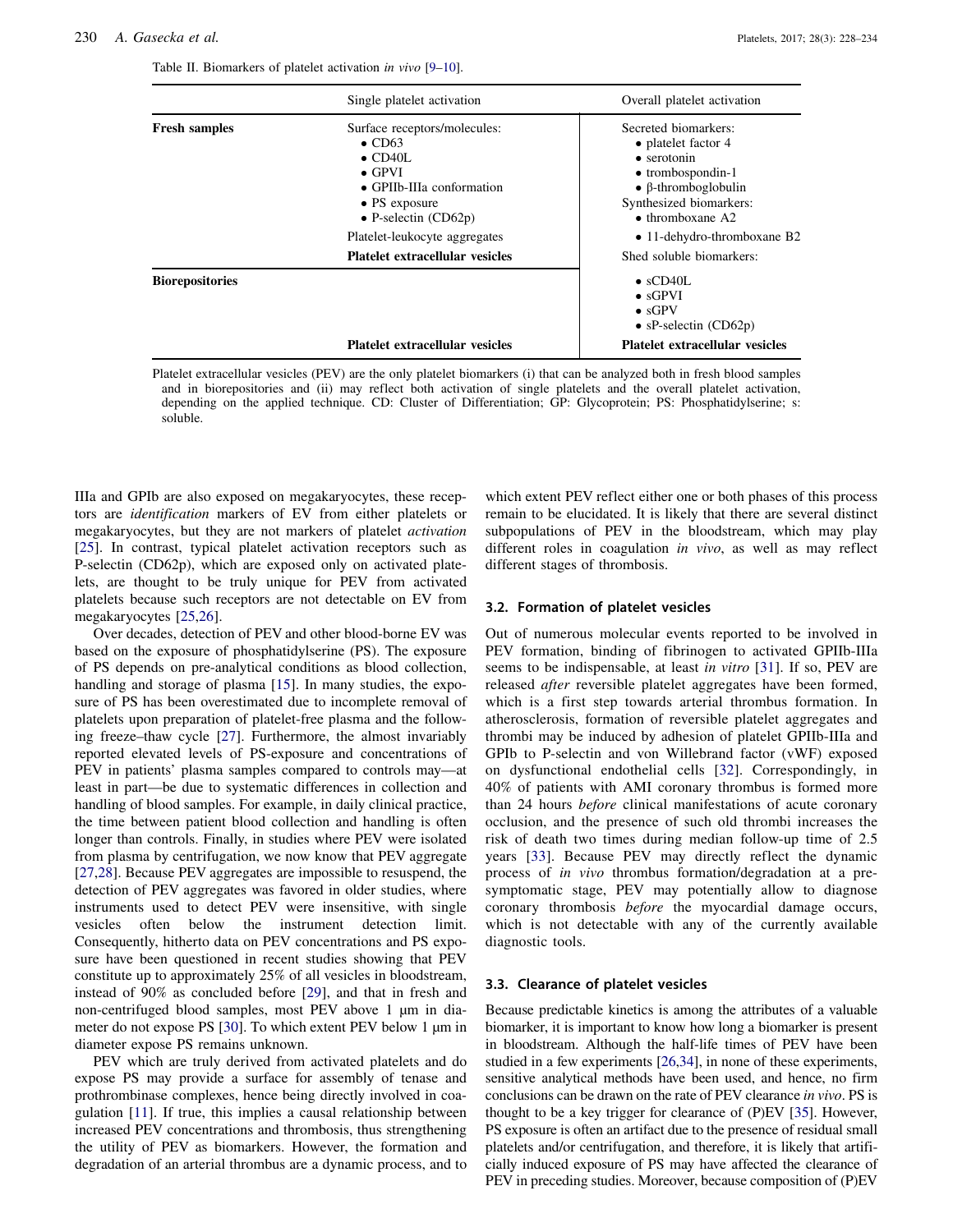Table II. Biomarkers of platelet activation *in vivo* [9–10].

| | Single platelet activation | Overall platelet activation |
|---|---|---|
| **Fresh samples** | Surface receptors/molecules:<br>• CD63<br>• CD40L<br>• GPVI<br>• GPIIb-IIIa conformation<br>• PS exposure<br>• P-selectin (CD62p)<br>Platelet-leukocyte aggregates<br>**Platelet extracellular vesicles** | Secreted biomarkers:<br>• platelet factor 4<br>• serotonin<br>• trombospondin-1<br>• β-thromboglobulin<br>Synthesized biomarkers:<br>• thromboxane A2<br>• 11-dehydro-thromboxane B2<br>Shed soluble biomarkers: |
| **Biorepositories** | **Platelet extracellular vesicles** | • sCD40L<br>• sGPVI<br>• sGPV<br>• sP-selectin (CD62p)<br>**Platelet extracellular vesicles** |

Platelet extracellular vesicles (PEV) are the only platelet biomarkers (i) that can be analyzed both in fresh blood samples and in biorepositories and (ii) may reflect both activation of single platelets and the overall platelet activation, depending on the applied technique. CD: Cluster of Differentiation; GP: Glycoprotein; PS: Phosphatidylserine; s: soluble.

IIIa and GPIb are also exposed on megakaryocytes, these receptors are *identification* markers of EV from either platelets or megakaryocytes, but they are not markers of platelet *activation* [25]. In contrast, typical platelet activation receptors such as P-selectin (CD62p), which are exposed only on activated platelets, are thought to be truly unique for PEV from activated platelets because such receptors are not detectable on EV from megakaryocytes [25,26].

Over decades, detection of PEV and other blood-borne EV was based on the exposure of phosphatidylserine (PS). The exposure of PS depends on pre-analytical conditions as blood collection, handling and storage of plasma [15]. In many studies, the exposure of PS has been overestimated due to incomplete removal of platelets upon preparation of platelet-free plasma and the following freeze–thaw cycle [27]. Furthermore, the almost invariably reported elevated levels of PS-exposure and concentrations of PEV in patients' plasma samples compared to controls may—at least in part—be due to systematic differences in collection and handling of blood samples. For example, in daily clinical practice, the time between patient blood collection and handling is often longer than controls. Finally, in studies where PEV were isolated from plasma by centrifugation, we now know that PEV aggregate [27,28]. Because PEV aggregates are impossible to resuspend, the detection of PEV aggregates was favored in older studies, where instruments used to detect PEV were insensitive, with single vesicles often below the instrument detection limit. Consequently, hitherto data on PEV concentrations and PS exposure have been questioned in recent studies showing that PEV constitute up to approximately 25% of all vesicles in bloodstream, instead of 90% as concluded before [29], and that in fresh and non-centrifuged blood samples, most PEV above 1 μm in diameter do not expose PS [30]. To which extent PEV below 1 μm in diameter expose PS remains unknown.

PEV which are truly derived from activated platelets and do expose PS may provide a surface for assembly of tenase and prothrombinase complexes, hence being directly involved in coagulation [11]. If true, this implies a causal relationship between increased PEV concentrations and thrombosis, thus strengthening the utility of PEV as biomarkers. However, the formation and degradation of an arterial thrombus are a dynamic process, and to which extent PEV reflect either one or both phases of this process remain to be elucidated. It is likely that there are several distinct subpopulations of PEV in the bloodstream, which may play different roles in coagulation *in vivo*, as well as may reflect different stages of thrombosis.

### 3.2. Formation of platelet vesicles

Out of numerous molecular events reported to be involved in PEV formation, binding of fibrinogen to activated GPIIb-IIIa seems to be indispensable, at least *in vitro* [31]. If so, PEV are released *after* reversible platelet aggregates have been formed, which is a first step towards arterial thrombus formation. In atherosclerosis, formation of reversible platelet aggregates and thrombi may be induced by adhesion of platelet GPIIb-IIIa and GPIb to P-selectin and von Willebrand factor (vWF) exposed on dysfunctional endothelial cells [32]. Correspondingly, in 40% of patients with AMI coronary thrombus is formed more than 24 hours *before* clinical manifestations of acute coronary occlusion, and the presence of such old thrombi increases the risk of death two times during median follow-up time of 2.5 years [33]. Because PEV may directly reflect the dynamic process of *in vivo* thrombus formation/degradation at a presymptomatic stage, PEV may potentially allow to diagnose coronary thrombosis *before* the myocardial damage occurs, which is not detectable with any of the currently available diagnostic tools.

### 3.3. Clearance of platelet vesicles

Because predictable kinetics is among the attributes of a valuable biomarker, it is important to know how long a biomarker is present in bloodstream. Although the half-life times of PEV have been studied in a few experiments [26,34], in none of these experiments, sensitive analytical methods have been used, and hence, no firm conclusions can be drawn on the rate of PEV clearance *in vivo*. PS is thought to be a key trigger for clearance of (P)EV [35]. However, PS exposure is often an artifact due to the presence of residual small platelets and/or centrifugation, and therefore, it is likely that artificially induced exposure of PS may have affected the clearance of PEV in preceding studies. Moreover, because composition of (P)EV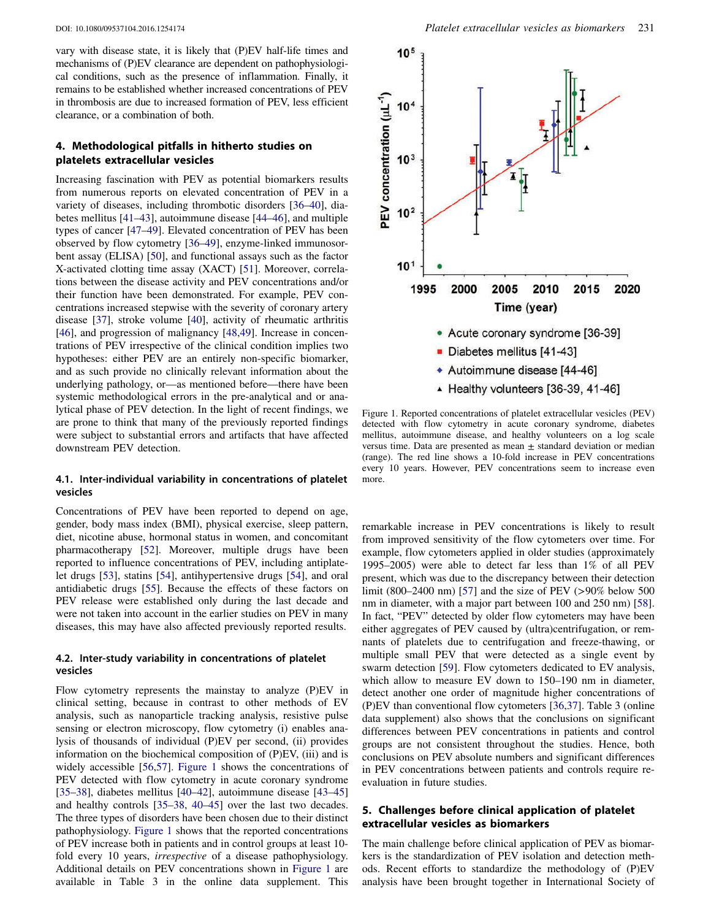vary with disease state, it is likely that (P)EV half-life times and mechanisms of (P)EV clearance are dependent on pathophysiological conditions, such as the presence of inflammation. Finally, it remains to be established whether increased concentrations of PEV in thrombosis are due to increased formation of PEV, less efficient clearance, or a combination of both.

## 4. Methodological pitfalls in hitherto studies on platelets extracellular vesicles

Increasing fascination with PEV as potential biomarkers results from numerous reports on elevated concentration of PEV in a variety of diseases, including thrombotic disorders [36–40], diabetes mellitus [41–43], autoimmune disease [44–46], and multiple types of cancer [47–49]. Elevated concentration of PEV has been observed by flow cytometry [36–49], enzyme-linked immunosorbent assay (ELISA) [50], and functional assays such as the factor X-activated clotting time assay (XACT) [51]. Moreover, correlations between the disease activity and PEV concentrations and/or their function have been demonstrated. For example, PEV concentrations increased stepwise with the severity of coronary artery disease [37], stroke volume [40], activity of rheumatic arthritis [46], and progression of malignancy [48,49]. Increase in concentrations of PEV irrespective of the clinical condition implies two hypotheses: either PEV are an entirely non-specific biomarker, and as such provide no clinically relevant information about the underlying pathology, or—as mentioned before—there have been systemic methodological errors in the pre-analytical and or analytical phase of PEV detection. In the light of recent findings, we are prone to think that many of the previously reported findings were subject to substantial errors and artifacts that have affected downstream PEV detection.

### 4.1. Inter-individual variability in concentrations of platelet vesicles

Concentrations of PEV have been reported to depend on age, gender, body mass index (BMI), physical exercise, sleep pattern, diet, nicotine abuse, hormonal status in women, and concomitant pharmacotherapy [52]. Moreover, multiple drugs have been reported to influence concentrations of PEV, including antiplatelet drugs [53], statins [54], antihypertensive drugs [54], and oral antidiabetic drugs [55]. Because the effects of these factors on PEV release were established only during the last decade and were not taken into account in the earlier studies on PEV in many diseases, this may have also affected previously reported results.

### 4.2. Inter-study variability in concentrations of platelet vesicles

Flow cytometry represents the mainstay to analyze (P)EV in clinical setting, because in contrast to other methods of EV analysis, such as nanoparticle tracking analysis, resistive pulse sensing or electron microscopy, flow cytometry (i) enables analysis of thousands of individual (P)EV per second, (ii) provides information on the biochemical composition of (P)EV, (iii) and is widely accessible [56,57]. Figure 1 shows the concentrations of PEV detected with flow cytometry in acute coronary syndrome [35–38], diabetes mellitus [40–42], autoimmune disease [43–45] and healthy controls [35–38, 40–45] over the last two decades. The three types of disorders have been chosen due to their distinct pathophysiology. Figure 1 shows that the reported concentrations of PEV increase both in patients and in control groups at least 10-fold every 10 years, *irrespective* of a disease pathophysiology. Additional details on PEV concentrations shown in Figure 1 are available in Table 3 in the online data supplement. This

Figure 1. Reported concentrations of platelet extracellular vesicles (PEV) detected with flow cytometry in acute coronary syndrome, diabetes mellitus, autoimmune disease, and healthy volunteers on a log scale versus time. Data are presented as mean ± standard deviation or median (range). The red line shows a 10-fold increase in PEV concentrations every 10 years. However, PEV concentrations seem to increase even more.

remarkable increase in PEV concentrations is likely to result from improved sensitivity of the flow cytometers over time. For example, flow cytometers applied in older studies (approximately 1995–2005) were able to detect far less than 1% of all PEV present, which was due to the discrepancy between their detection limit (800–2400 nm) [57] and the size of PEV (>90% below 500 nm in diameter, with a major part between 100 and 250 nm) [58]. In fact, "PEV" detected by older flow cytometers may have been either aggregates of PEV caused by (ultra)centrifugation, or remnants of platelets due to centrifugation and freeze-thawing, or multiple small PEV that were detected as a single event by swarm detection [59]. Flow cytometers dedicated to EV analysis, which allow to measure EV down to 150–190 nm in diameter, detect another one order of magnitude higher concentrations of (P)EV than conventional flow cytometers [36,37]. Table 3 (online data supplement) also shows that the conclusions on significant differences between PEV concentrations in patients and control groups are not consistent throughout the studies. Hence, both conclusions on PEV absolute numbers and significant differences in PEV concentrations between patients and controls require re-evaluation in future studies.

## 5. Challenges before clinical application of platelet extracellular vesicles as biomarkers

The main challenge before clinical application of PEV as biomarkers is the standardization of PEV isolation and detection methods. Recent efforts to standardize the methodology of (P)EV analysis have been brought together in International Society of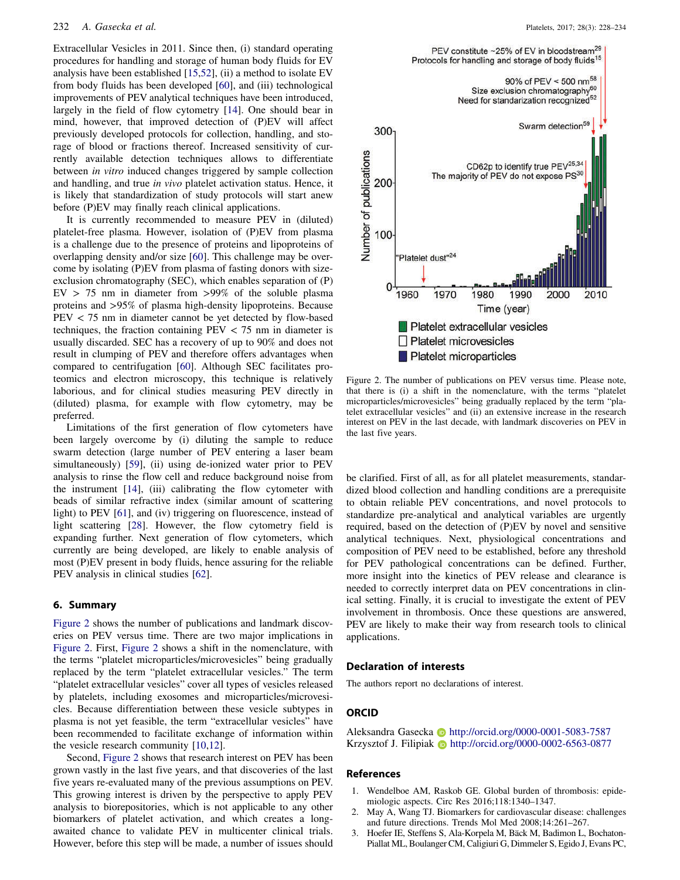Extracellular Vesicles in 2011. Since then, (i) standard operating procedures for handling and storage of human body fluids for EV analysis have been established [15,52], (ii) a method to isolate EV from body fluids has been developed [60], and (iii) technological improvements of PEV analytical techniques have been introduced, largely in the field of flow cytometry [14]. One should bear in mind, however, that improved detection of (P)EV will affect previously developed protocols for collection, handling, and storage of blood or fractions thereof. Increased sensitivity of currently available detection techniques allows to differentiate between *in vitro* induced changes triggered by sample collection and handling, and true *in vivo* platelet activation status. Hence, it is likely that standardization of study protocols will start anew before (P)EV may finally reach clinical applications.

It is currently recommended to measure PEV in (diluted) platelet-free plasma. However, isolation of (P)EV from plasma is a challenge due to the presence of proteins and lipoproteins of overlapping density and/or size [60]. This challenge may be overcome by isolating (P)EV from plasma of fasting donors with size-exclusion chromatography (SEC), which enables separation of (P) EV > 75 nm in diameter from >99% of the soluble plasma proteins and >95% of plasma high-density lipoproteins. Because PEV < 75 nm in diameter cannot be yet detected by flow-based techniques, the fraction containing PEV < 75 nm in diameter is usually discarded. SEC has a recovery of up to 90% and does not result in clumping of PEV and therefore offers advantages when compared to centrifugation [60]. Although SEC facilitates proteomics and electron microscopy, this technique is relatively laborious, and for clinical studies measuring PEV directly in (diluted) plasma, for example with flow cytometry, may be preferred.

Limitations of the first generation of flow cytometers have been largely overcome by (i) diluting the sample to reduce swarm detection (large number of PEV entering a laser beam simultaneously) [59], (ii) using de-ionized water prior to PEV analysis to rinse the flow cell and reduce background noise from the instrument [14], (iii) calibrating the flow cytometer with beads of similar refractive index (similar amount of scattering light) to PEV [61], and (iv) triggering on fluorescence, instead of light scattering [28]. However, the flow cytometry field is expanding further. Next generation of flow cytometers, which currently are being developed, are likely to enable analysis of most (P)EV present in body fluids, hence assuring for the reliable PEV analysis in clinical studies [62].

## 6. Summary

Figure 2 shows the number of publications and landmark discoveries on PEV versus time. There are two major implications in Figure 2. First, Figure 2 shows a shift in the nomenclature, with the terms "platelet microparticles/microvesicles" being gradually replaced by the term "platelet extracellular vesicles." The term "platelet extracellular vesicles" cover all types of vesicles released by platelets, including exosomes and microparticles/microvesicles. Because differentiation between these vesicle subtypes in plasma is not yet feasible, the term "extracellular vesicles" have been recommended to facilitate exchange of information within the vesicle research community [10,12].

Second, Figure 2 shows that research interest on PEV has been grown vastly in the last five years, and that discoveries of the last five years re-evaluated many of the previous assumptions on PEV. This growing interest is driven by the perspective to apply PEV analysis to biorepositories, which is not applicable to any other biomarkers of platelet activation, and which creates a long-awaited chance to validate PEV in multicenter clinical trials. However, before this step will be made, a number of issues should be clarified. First of all, as for all platelet measurements, standardized blood collection and handling conditions are a prerequisite to obtain reliable PEV concentrations, and novel protocols to standardize pre-analytical and analytical variables are urgently required, based on the detection of (P)EV by novel and sensitive analytical techniques. Next, physiological concentrations and composition of PEV need to be established, before any threshold for PEV pathological concentrations can be defined. Further, more insight into the kinetics of PEV release and clearance is needed to correctly interpret data on PEV concentrations in clinical setting. Finally, it is crucial to investigate the extent of PEV involvement in thrombosis. Once these questions are answered, PEV are likely to make their way from research tools to clinical applications.

Figure 2. The number of publications on PEV versus time. Please note, that there is (i) a shift in the nomenclature, with the terms "platelet microparticles/microvesicles" being gradually replaced by the term "platelet extracellular vesicles" and (ii) an extensive increase in the research interest on PEV in the last decade, with landmark discoveries on PEV in the last five years.

## Declaration of interests

The authors report no declarations of interest.

## ORCID

Aleksandra Gasecka http://orcid.org/0000-0001-5083-7587
Krzysztof J. Filipiak http://orcid.org/0000-0002-6563-0877

## References

1. Wendelboe AM, Raskob GE. Global burden of thrombosis: epidemiologic aspects. Circ Res 2016;118:1340–1347.
2. May A, Wang TJ. Biomarkers for cardiovascular disease: challenges and future directions. Trends Mol Med 2008;14:261–267.
3. Hoefer IE, Steffens S, Ala-Korpela M, Bäck M, Badimon L, Bochaton-Piallat ML, Boulanger CM, Caligiuri G, Dimmeler S, Egido J, Evans PC,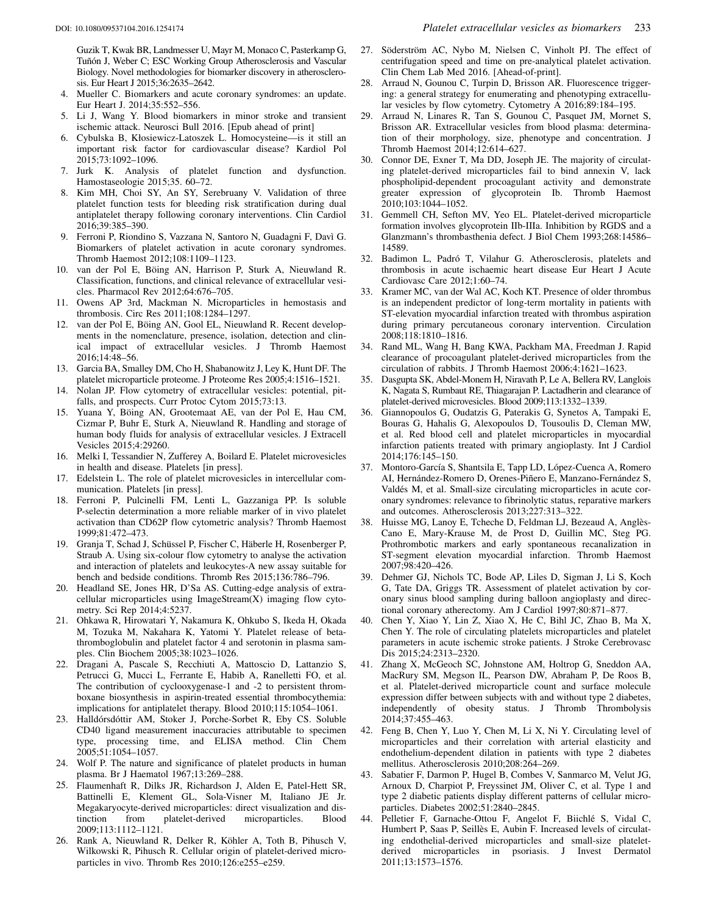Guzik T, Kwak BR, Landmesser U, Mayr M, Monaco C, Pasterkamp G, Tuñón J, Weber C; ESC Working Group Atherosclerosis and Vascular Biology. Novel methodologies for biomarker discovery in atherosclerosis. Eur Heart J 2015;36:2635–2642.

4. Mueller C. Biomarkers and acute coronary syndromes: an update. Eur Heart J. 2014;35:552–556.
5. Li J, Wang Y. Blood biomarkers in minor stroke and transient ischemic attack. Neurosci Bull 2016. [Epub ahead of print]
6. Cybulska B, Kłosiewicz-Latoszek L. Homocysteine—is it still an important risk factor for cardiovascular disease? Kardiol Pol 2015;73:1092–1096.
7. Jurk K. Analysis of platelet function and dysfunction. Hamostaseologie 2015;35. 60–72.
8. Kim MH, Choi SY, An SY, Serebruany V. Validation of three platelet function tests for bleeding risk stratification during dual antiplatelet therapy following coronary interventions. Clin Cardiol 2016;39:385–390.
9. Ferroni P, Riondino S, Vazzana N, Santoro N, Guadagni F, Davì G. Biomarkers of platelet activation in acute coronary syndromes. Thromb Haemost 2012;108:1109–1123.
10. van der Pol E, Böing AN, Harrison P, Sturk A, Nieuwland R. Classification, functions, and clinical relevance of extracellular vesicles. Pharmacol Rev 2012;64:676–705.
11. Owens AP 3rd, Mackman N. Microparticles in hemostasis and thrombosis. Circ Res 2011;108:1284–1297.
12. van der Pol E, Böing AN, Gool EL, Nieuwland R. Recent developments in the nomenclature, presence, isolation, detection and clinical impact of extracellular vesicles. J Thromb Haemost 2016;14:48–56.
13. Garcia BA, Smalley DM, Cho H, Shabanowitz J, Ley K, Hunt DF. The platelet microparticle proteome. J Proteome Res 2005;4:1516–1521.
14. Nolan JP. Flow cytometry of extracellular vesicles: potential, pitfalls, and prospects. Curr Protoc Cytom 2015;73:13.
15. Yuana Y, Böing AN, Grootemaat AE, van der Pol E, Hau CM, Cizmar P, Buhr E, Sturk A, Nieuwland R. Handling and storage of human body fluids for analysis of extracellular vesicles. J Extracell Vesicles 2015;4:29260.
16. Melki I, Tessandier N, Zufferey A, Boilard E. Platelet microvesicles in health and disease. Platelets [in press].
17. Edelstein L. The role of platelet microvesicles in intercellular communication. Platelets [in press].
18. Ferroni P, Pulcinelli FM, Lenti L, Gazzaniga PP. Is soluble P-selectin determination a more reliable marker of in vivo platelet activation than CD62P flow cytometric analysis? Thromb Haemost 1999;81:472–473.
19. Granja T, Schad J, Schüssel P, Fischer C, Häberle H, Rosenberger P, Straub A. Using six-colour flow cytometry to analyse the activation and interaction of platelets and leukocytes-A new assay suitable for bench and bedside conditions. Thromb Res 2015;136:786–796.
20. Headland SE, Jones HR, D'Sa AS. Cutting-edge analysis of extracellular microparticles using ImageStream(X) imaging flow cytometry. Sci Rep 2014;4:5237.
21. Ohkawa R, Hirowatari Y, Nakamura K, Ohkubo S, Ikeda H, Okada M, Tozuka M, Nakahara K, Yatomi Y. Platelet release of beta-thromboglobulin and platelet factor 4 and serotonin in plasma samples. Clin Biochem 2005;38:1023–1026.
22. Dragani A, Pascale S, Recchiuti A, Mattoscio D, Lattanzio S, Petrucci G, Mucci L, Ferrante E, Habib A, Ranelletti FO, et al. The contribution of cyclooxygenase-1 and -2 to persistent thromboxane biosynthesis in aspirin-treated essential thrombocythemia: implications for antiplatelet therapy. Blood 2010;115:1054–1061.
23. Halldórsdóttir AM, Stoker J, Porche-Sorbet R, Eby CS. Soluble CD40 ligand measurement inaccuracies attributable to specimen type, processing time, and ELISA method. Clin Chem 2005;51:1054–1057.
24. Wolf P. The nature and significance of platelet products in human plasma. Br J Haematol 1967;13:269–288.
25. Flaumenhaft R, Dilks JR, Richardson J, Alden E, Patel-Hett SR, Battinelli E, Klement GL, Sola-Visner M, Italiano JE Jr. Megakaryocyte-derived microparticles: direct visualization and distinction from platelet-derived microparticles. Blood 2009;113:1112–1121.
26. Rank A, Nieuwland R, Delker R, Köhler A, Toth B, Pihusch V, Wilkowski R, Pihusch R. Cellular origin of platelet-derived microparticles in vivo. Thromb Res 2010;126:e255–e259.
27. Söderström AC, Nybo M, Nielsen C, Vinholt PJ. The effect of centrifugation speed and time on pre-analytical platelet activation. Clin Chem Lab Med 2016. [Ahead-of-print].
28. Arraud N, Gounou C, Turpin D, Brisson AR. Fluorescence triggering: a general strategy for enumerating and phenotyping extracellular vesicles by flow cytometry. Cytometry A 2016;89:184–195.
29. Arraud N, Linares R, Tan S, Gounou C, Pasquet JM, Mornet S, Brisson AR. Extracellular vesicles from blood plasma: determination of their morphology, size, phenotype and concentration. J Thromb Haemost 2014;12:614–627.
30. Connor DE, Exner T, Ma DD, Joseph JE. The majority of circulating platelet-derived microparticles fail to bind annexin V, lack phospholipid-dependent procoagulant activity and demonstrate greater expression of glycoprotein Ib. Thromb Haemost 2010;103:1044–1052.
31. Gemmell CH, Sefton MV, Yeo EL. Platelet-derived microparticle formation involves glycoprotein IIb-IIIa. Inhibition by RGDS and a Glanzmann's thrombasthenia defect. J Biol Chem 1993;268:14586–14589.
32. Badimon L, Padró T, Vilahur G. Atherosclerosis, platelets and thrombosis in acute ischaemic heart disease Eur Heart J Acute Cardiovasc Care 2012;1:60–74.
33. Kramer MC, van der Wal AC, Koch KT. Presence of older thrombus is an independent predictor of long-term mortality in patients with ST-elevation myocardial infarction treated with thrombus aspiration during primary percutaneous coronary intervention. Circulation 2008;118:1810–1816.
34. Rand ML, Wang H, Bang KWA, Packham MA, Freedman J. Rapid clearance of procoagulant platelet-derived microparticles from the circulation of rabbits. J Thromb Haemost 2006;4:1621–1623.
35. Dasgupta SK, Abdel-Monem H, Niravath P, Le A, Bellera RV, Langlois K, Nagata S, Rumbaut RE, Thiagarajan P. Lactadherin and clearance of platelet-derived microvesicles. Blood 2009;113:1332–1339.
36. Giannopoulos G, Oudatzis G, Paterakis G, Synetos A, Tampaki E, Bouras G, Hahalis G, Alexopoulos D, Tousoulis D, Cleman MW, et al. Red blood cell and platelet microparticles in myocardial infarction patients treated with primary angioplasty. Int J Cardiol 2014;176:145–150.
37. Montoro-García S, Shantsila E, Tapp LD, López-Cuenca A, Romero AI, Hernández-Romero D, Orenes-Piñero E, Manzano-Fernández S, Valdés M, et al. Small-size circulating microparticles in acute coronary syndromes: relevance to fibrinolytic status, reparative markers and outcomes. Atherosclerosis 2013;227:313–322.
38. Huisse MG, Lanoy E, Tcheche D, Feldman LJ, Bezeaud A, Anglès-Cano E, Mary-Krause M, de Prost D, Guillin MC, Steg PG. Prothrombotic markers and early spontaneous recanalization in ST-segment elevation myocardial infarction. Thromb Haemost 2007;98:420–426.
39. Dehmer GJ, Nichols TC, Bode AP, Liles D, Sigman J, Li S, Koch G, Tate DA, Griggs TR. Assessment of platelet activation by coronary sinus blood sampling during balloon angioplasty and directional coronary atherectomy. Am J Cardiol 1997;80:871–877.
40. Chen Y, Xiao Y, Lin Z, Xiao X, He C, Bihl JC, Zhao B, Ma X, Chen Y. The role of circulating platelets microparticles and platelet parameters in acute ischemic stroke patients. J Stroke Cerebrovasc Dis 2015;24:2313–2320.
41. Zhang X, McGeoch SC, Johnstone AM, Holtrop G, Sneddon AA, MacRury SM, Megson IL, Pearson DW, Abraham P, De Roos B, et al. Platelet-derived microparticle count and surface molecule expression differ between subjects with and without type 2 diabetes, independently of obesity status. J Thromb Thrombolysis 2014;37:455–463.
42. Feng B, Chen Y, Luo Y, Chen M, Li X, Ni Y. Circulating level of microparticles and their correlation with arterial elasticity and endothelium-dependent dilation in patients with type 2 diabetes mellitus. Atherosclerosis 2010;208:264–269.
43. Sabatier F, Darmon P, Hugel B, Combes V, Sanmarco M, Velut JG, Arnoux D, Charpiot P, Freyssinet JM, Oliver C, et al. Type 1 and type 2 diabetic patients display different patterns of cellular microparticles. Diabetes 2002;51:2840–2845.
44. Pelletier F, Garnache-Ottou F, Angelot F, Biichlé S, Vidal C, Humbert P, Saas P, Seillès E, Aubin F. Increased levels of circulating endothelial-derived microparticles and small-size platelet-derived microparticles in psoriasis. J Invest Dermatol 2011;13:1573–1576.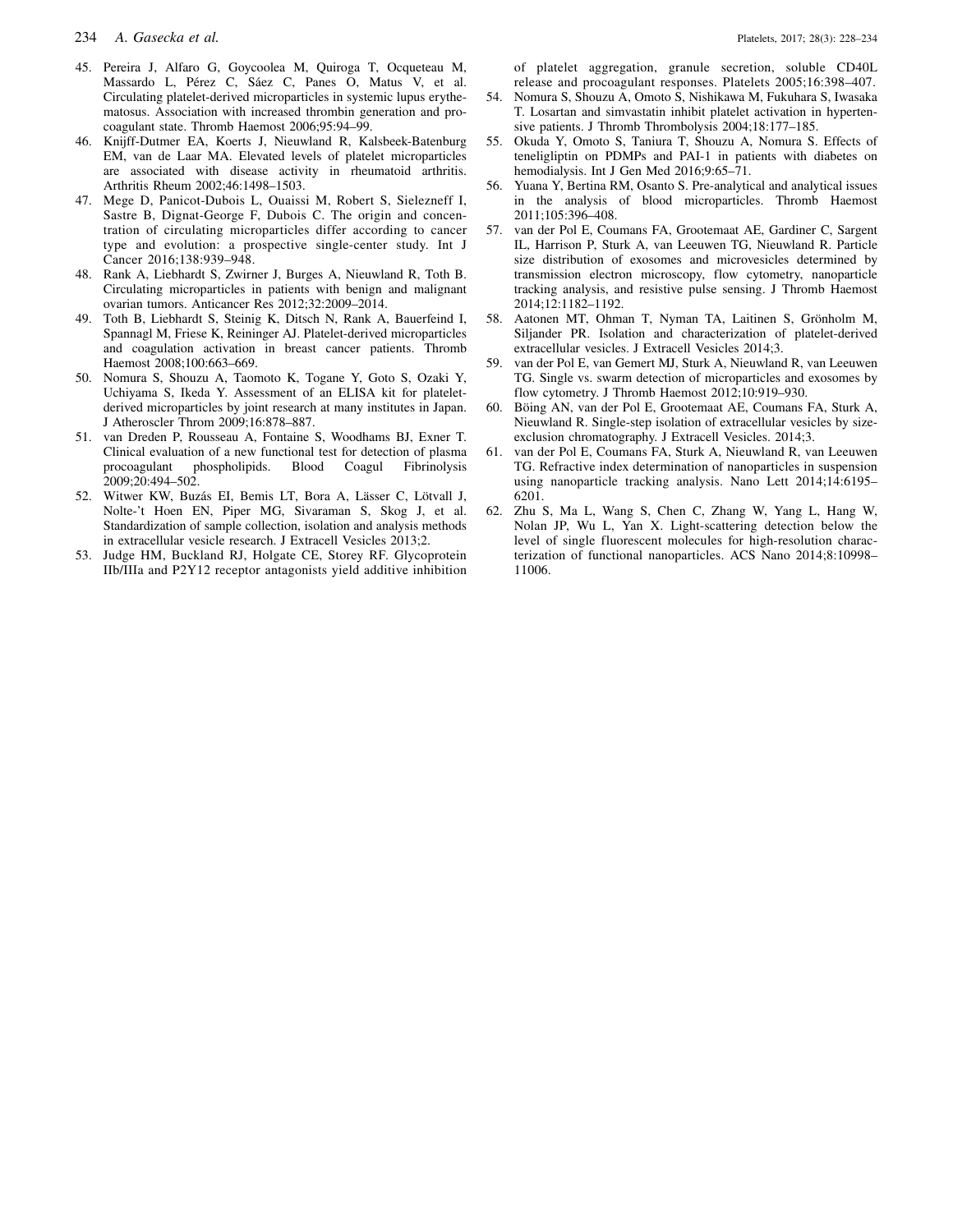45. Pereira J, Alfaro G, Goycoolea M, Quiroga T, Ocqueteau M, Massardo L, Pérez C, Sáez C, Panes O, Matus V, et al. Circulating platelet-derived microparticles in systemic lupus erythematosus. Association with increased thrombin generation and procoagulant state. Thromb Haemost 2006;95:94–99.
46. Knijff-Dutmer EA, Koerts J, Nieuwland R, Kalsbeek-Batenburg EM, van de Laar MA. Elevated levels of platelet microparticles are associated with disease activity in rheumatoid arthritis. Arthritis Rheum 2002;46:1498–1503.
47. Mege D, Panicot-Dubois L, Ouaissi M, Robert S, Sielezneff I, Sastre B, Dignat-George F, Dubois C. The origin and concentration of circulating microparticles differ according to cancer type and evolution: a prospective single-center study. Int J Cancer 2016;138:939–948.
48. Rank A, Liebhardt S, Zwirner J, Burges A, Nieuwland R, Toth B. Circulating microparticles in patients with benign and malignant ovarian tumors. Anticancer Res 2012;32:2009–2014.
49. Toth B, Liebhardt S, Steinig K, Ditsch N, Rank A, Bauerfeind I, Spannagl M, Friese K, Reininger AJ. Platelet-derived microparticles and coagulation activation in breast cancer patients. Thromb Haemost 2008;100:663–669.
50. Nomura S, Shouzu A, Taomoto K, Togane Y, Goto S, Ozaki Y, Uchiyama S, Ikeda Y. Assessment of an ELISA kit for platelet-derived microparticles by joint research at many institutes in Japan. J Atheroscler Throm 2009;16:878–887.
51. van Dreden P, Rousseau A, Fontaine S, Woodhams BJ, Exner T. Clinical evaluation of a new functional test for detection of plasma procoagulant phospholipids. Blood Coagul Fibrinolysis 2009;20:494–502.
52. Witwer KW, Buzás EI, Bemis LT, Bora A, Lässer C, Lötvall J, Nolte-'t Hoen EN, Piper MG, Sivaraman S, Skog J, et al. Standardization of sample collection, isolation and analysis methods in extracellular vesicle research. J Extracell Vesicles 2013;2.
53. Judge HM, Buckland RJ, Holgate CE, Storey RF. Glycoprotein IIb/IIIa and P2Y12 receptor antagonists yield additive inhibition of platelet aggregation, granule secretion, soluble CD40L release and procoagulant responses. Platelets 2005;16:398–407.
54. Nomura S, Shouzu A, Omoto S, Nishikawa M, Fukuhara S, Iwasaka T. Losartan and simvastatin inhibit platelet activation in hypertensive patients. J Thromb Thrombolysis 2004;18:177–185.
55. Okuda Y, Omoto S, Taniura T, Shouzu A, Nomura S. Effects of teneligliptin on PDMPs and PAI-1 in patients with diabetes on hemodialysis. Int J Gen Med 2016;9:65–71.
56. Yuana Y, Bertina RM, Osanto S. Pre-analytical and analytical issues in the analysis of blood microparticles. Thromb Haemost 2011;105:396–408.
57. van der Pol E, Coumans FA, Grootemaat AE, Gardiner C, Sargent IL, Harrison P, Sturk A, van Leeuwen TG, Nieuwland R. Particle size distribution of exosomes and microvesicles determined by transmission electron microscopy, flow cytometry, nanoparticle tracking analysis, and resistive pulse sensing. J Thromb Haemost 2014;12:1182–1192.
58. Aatonen MT, Ohman T, Nyman TA, Laitinen S, Grönholm M, Siljander PR. Isolation and characterization of platelet-derived extracellular vesicles. J Extracell Vesicles 2014;3.
59. van der Pol E, van Gemert MJ, Sturk A, Nieuwland R, van Leeuwen TG. Single vs. swarm detection of microparticles and exosomes by flow cytometry. J Thromb Haemost 2012;10:919–930.
60. Böing AN, van der Pol E, Grootemaat AE, Coumans FA, Sturk A, Nieuwland R. Single-step isolation of extracellular vesicles by size-exclusion chromatography. J Extracell Vesicles. 2014;3.
61. van der Pol E, Coumans FA, Sturk A, Nieuwland R, van Leeuwen TG. Refractive index determination of nanoparticles in suspension using nanoparticle tracking analysis. Nano Lett 2014;14:6195–6201.
62. Zhu S, Ma L, Wang S, Chen C, Zhang W, Yang L, Hang W, Nolan JP, Wu L, Yan X. Light-scattering detection below the level of single fluorescent molecules for high-resolution characterization of functional nanoparticles. ACS Nano 2014;8:10998–11006.